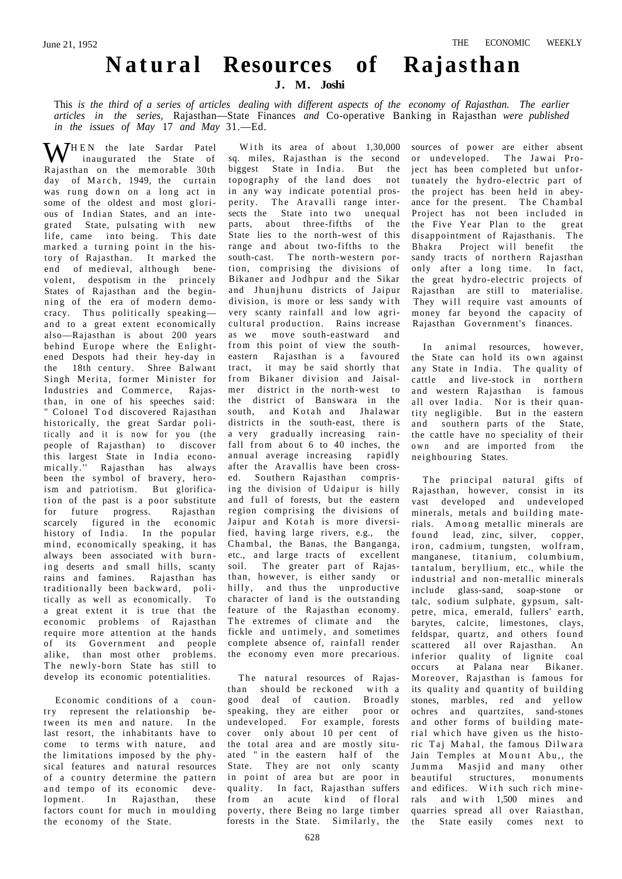# Natural Resources of Rajasthan

**J. M. Joshi**

*This is the third of a series of articles dealing with different aspects of the economy of Rajasthan. The earlier articles in the series,* Rajasthan—State Finances *and* Co-operative Banking in Rajasthan *were published in the issues of May* 17 *and May* 31.—Ed.

WHEN the late Sardar Patel inaugurated the State of Rajasthan on the memorable 30th day of March, 1949, the curtain was rung down on a long act in some of the oldest and most glorious of Indian States, and an integrated State, pulsating with new life, came into being. This date marked a turning point in the history of Rajasthan. It marked the end of medieval, although benevolent, despotism in the princely States of Rajasthan and the beginning of the era of modern democracy. Thus politically speaking—and to a great extent economically also—Rajasthan is about 200 years behind Europe where the Enlightened Despots had their hey-day in the 18th century. Shree Balwant Singh Merita, former Minister for Industries and Commerce, Rajasthan, in one of his speeches said: " Colonel Tod discovered Rajasthan historically, the great Sardar politically and it is now for you (the people of Rajasthan) to discover this largest State in India economically.'' Rajasthan has always been the symbol of bravery, heroism and patriotism. But glorification of the past is a poor substitute for future progress. Rajasthan scarcely figured in the economic history of India. In the popular mind, economically speaking, it has always been associated with burning deserts and small hills, scanty rains and famines. Rajasthan has traditionally been backward, politically as well as economically. To a great extent it is true that the economic problems of Rajasthan require more attention at the hands of its Government and people alike, than most other problems. The newly-born State has still to develop its economic potentialities.

Economic conditions of a country represent the relationship between its men and nature. In the last resort, the inhabitants have to come to terms with nature, and the limitations imposed by the physical features and natural resources of a country determine the pattern and tempo of its economic development. In Rajasthan, these factors count for much in moulding the economy of the State.

With its area of about 1,30,000 sq. miles, Rajasthan is the second biggest State in India. But the topography of the land does not in any way indicate potential prosperity. The Aravalli range intersects the State into two unequal parts, about three-fifths of the State lies to the north-west of this range and about two-fifths to the south-cast. The north-western portion, comprising the divisions of Bikaner and Jodhpur and the Sikar and Jhunjhunu districts of Jaipur division, is more or less sandy with very scanty rainfall and low agricultural production. Rains increase as we move south-eastward and from this point of view the south-eastern Rajasthan is a favoured tract, it may be said shortly that from Bikaner division and Jaisalmer district in the north-west to the district of Banswara in the south, and Kotah and Jhalawar districts in the south-east, there is a very gradually increasing rainfall from about 6 to 40 inches, the annual average increasing rapidly after the Aravallis have been crossed. Southern Rajasthan comprising the division of Udaipur is hilly and full of forests, but the eastern region comprising the divisions of Jaipur and Kotah is more diversified, having large rivers, e.g., the Chambal, the Banas, the Banganga, etc., and large tracts of excellent soil. The greater part of Rajasthan, however, is either sandy or hilly, and thus the unproductive character of land is the outstanding feature of the Rajasthan economy. The extremes of climate and the fickle and untimely, and sometimes complete absence of, rainfall render the economy even more precarious.

The natural resources of Rajasthan should be reckoned with a good deal of caution. Broadly speaking, they are either poor or undeveloped. For example, forests cover only about 10 per cent of the total area and are mostly situated " in the eastern half of the State. They are not only scanty in point of area but are poor in quality. In fact, Rajasthan suffers from an acute kind of floral poverty, there Being no large timber forests in the State. Similarly, the sources of power are either absent or undeveloped. The Jawai Project has been completed but unfortunately the hydro-electric part of the project has been held in abeyance for the present. The Chambal Project has not been included in the Five Year Plan to the great disappointment of Rajasthanis. The Bhakra Project will benefit the sandy tracts of northern Rajasthan only after a long time. In fact, the great hydro-electric projects of Rajasthan are still to materialise. They will require vast amounts of money far beyond the capacity of Rajasthan Government's finances.

In animal resources, however, the State can hold its own against any State in India. The quality of cattle and live-stock in northern and western Rajasthan is famous all over India. Nor is their quantity negligible. But in the eastern and southern parts of the State, the cattle have no speciality of their own and are imported from the neighbouring States.

The principal natural gifts of Rajasthan, however, consist in its vast developed and undeveloped minerals, metals and building materials. Among metallic minerals are found lead, zinc, silver, copper, iron, cadmium, tungsten, wolfram, manganese, titanium, columbium, tantalum, beryllium, etc., while the industrial and non-metallic minerals include glass-sand, soap-stone or talc, sodium sulphate, gypsum, salt-petre, mica, emerald, fullers' earth, barytes, calcite, limestones, clays, feldspar, quartz, and others found scattered all over Rajasthan. An inferior quality of lignite coal occurs at Palana near Bikaner. Moreover, Rajasthan is famous for its quality and quantity of building stones, marbles, red and yellow ochres and quartzites, sand-stones and other forms of building material which have given us the historic Taj Mahal, the famous Dilwara Jain Temples at Mount Abu,, the Jumma Masjid and many other beautiful structures, monuments and edifices. With such rich minerals and with 1,500 mines and quarries spread all over Raiasthan, the State easily comes next to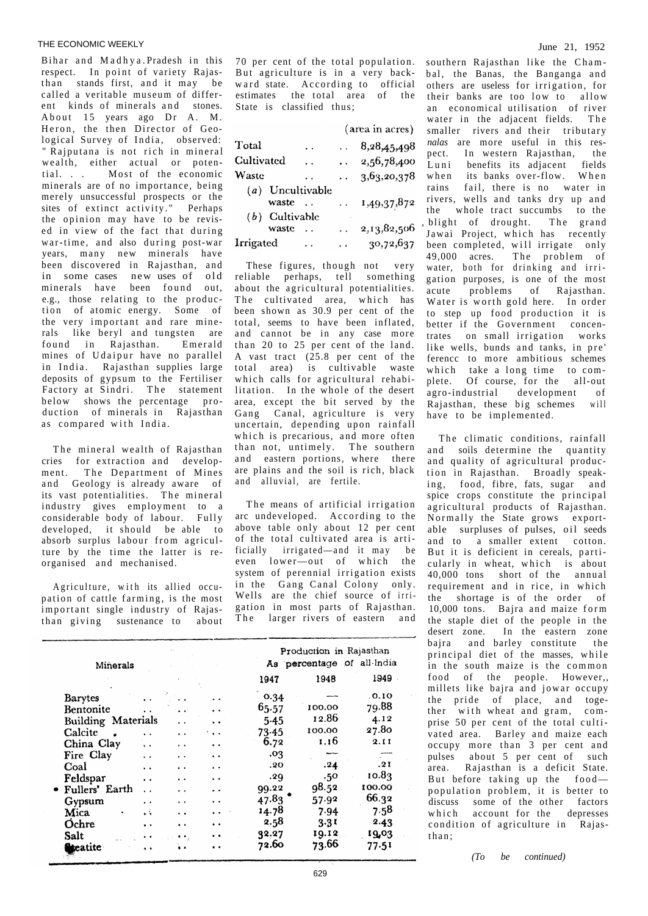Bihar and Madhya Pradesh in this respect. In point of variety Rajasthan stands first, and it may be called a veritable museum of different kinds of minerals and stones. About 15 years ago Dr A. M. Heron, the then Director of Geological Survey of India, observed: "Rajputana is not rich in mineral wealth, either actual or potential. . . Most of the economic minerals are of no importance, being merely unsuccessful prospects or the sites of extinct activity." Perhaps the opinion may have to be revised in view of the fact that during war-time, and also during post-war years, many new minerals have been discovered in Rajasthan, and in some cases new uses of old minerals have been found out, e.g., those relating to the production of atomic energy. Some of the very important and rare minerals like beryl and tungsten are found in Rajasthan. Emerald mines of Udaipur have no parallel in India. Rajasthan supplies large deposits of gypsum to the Fertiliser Factory at Sindri. The statement below shows the percentage production of minerals in Rajasthan as compared with India.

| Minerals | Production in Rajasthan As percentage of all-India | | |
|---|---|---|---|
| | 1947 | 1948 | 1949 |
| Barytes | 0.34 | — | 0.10 |
| Bentonite | 65.57 | 100.00 | 79.88 |
| Building Materials | 5.45 | 12.86 | 4.12 |
| Calcite | 73.45 | 100.00 | 27.80 |
| China Clay | 6.72 | 1.16 | 2.11 |
| Fire Clay | .03 | — | — |
| Coal | .20 | .24 | .21 |
| Feldspar | .29 | .50 | 10.83 |
| Fullers' Earth | 99.22 | 98.52 | 100.00 |
| Gypsum | 47.83 | 57.92 | 66.32 |
| Mica | 14.78 | 7.94 | 7.58 |
| Ochre | 2.58 | 3.31 | 2.43 |
| Salt | 32.27 | 19.12 | 19.03 |
| Steatite | 72.60 | 73.66 | 77.51 |

The mineral wealth of Rajasthan cries for extraction and development. The Department of Mines and Geology is already aware of its vast potentialities. The mineral industry gives employment to a considerable body of labour. Fully developed, it should be able to absorb surplus labour from agriculture by the time the latter is reorganised and mechanised.

Agriculture, with its allied occupation of cattle farming, is the most important single industry of Rajasthan giving sustenance to about 70 per cent of the total population. But agriculture is in a very backward state. According to official estimates the total area of the State is classified thus;

| | (area in acres) |
|---|---|
| Total | 8,28,45,498 |
| Cultivated | 2,56,78,400 |
| Waste | 3,63,20,378 |
| (a) Uncultivable waste | 1,49,37,872 |
| (b) Cultivable waste | 2,13,82,506 |
| Irrigated | 30,72,637 |

These figures, though not very reliable perhaps, tell something about the agricultural potentialities. The cultivated area, which has been shown as 30.9 per cent of the total, seems to have been inflated, and cannot be in any case more than 20 to 25 per cent of the land. A vast tract (25.8 per cent of the total area) is cultivable waste which calls for agricultural rehabilitation. In the whole of the desert area, except the bit served by the Gang Canal, agriculture is very uncertain, depending upon rainfall which is precarious, and more often than not, untimely. The southern and eastern portions, where there are plains and the soil is rich, black and alluvial, are fertile.

The means of artificial irrigation arc undeveloped. According to the above table only about 12 per cent of the total cultivated area is artificially irrigated—and it may be even lower—out of which the system of perennial irrigation exists in the Gang Canal Colony only. Wells are the chief source of irrigation in most parts of Rajasthan. The larger rivers of eastern and southern Rajasthan like the Chambal, the Banas, the Banganga and others are useless for irrigation, for their banks are too low to allow an economical utilisation of river water in the adjacent fields. The smaller rivers and their tributary *nalas* are more useful in this respect. In western Rajasthan, the Luni benefits its adjacent fields when its banks over-flow. When rains fail, there is no water in rivers, wells and tanks dry up and the whole tract succumbs to the blight of drought. The grand Jawai Project, which has recently been completed, will irrigate only 49,000 acres. The problem of water, both for drinking and irrigation purposes, is one of the most acute problems of Rajasthan. Water is worth gold here. In order to step up food production it is better if the Government concentrates on small irrigation works like wells, bunds and tanks, in pre'ferencc to more ambitious schemes which take a long time to complete. Of course, for the all-out agro-industrial development of Rajasthan, these big schemes will have to be implemented.

The climatic conditions, rainfall and soils determine the quantity and quality of agricultural production in Rajasthan. Broadly speaking, food, fibre, fats, sugar and spice crops constitute the principal agricultural products of Rajasthan. Normally the State grows exportable surpluses of pulses, oil seeds and to a smaller extent cotton. But it is deficient in cereals, particularly in wheat, which is about 40,000 tons short of the annual requirement and in rice, in which the shortage is of the order of 10,000 tons. Bajra and maize form the staple diet of the people in the desert zone. In the eastern zone bajra and barley constitute the principal diet of the masses, while in the south maize is the common food of the people. However,, millets like bajra and jowar occupy the pride of place, and together with wheat and gram, comprise 50 per cent of the total cultivated area. Barley and maize each occupy more than 3 per cent and pulses about 5 per cent of such area. Rajasthan is a deficit State. But before taking up the food—population problem, it is better to discuss some of the other factors which account for the depresses condition of agriculture in Rajasthan;

*(To be continued)*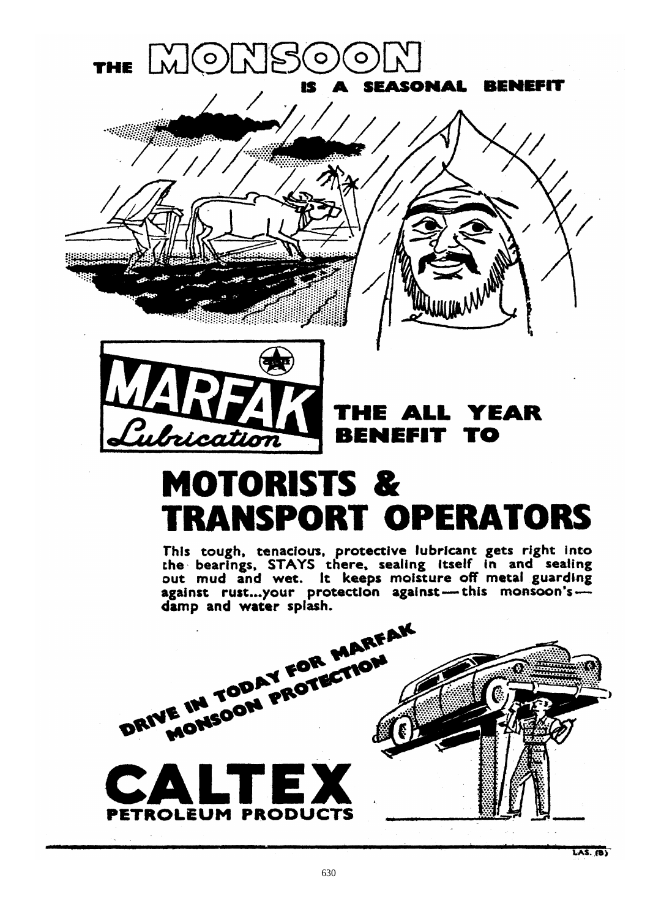# THE MONSOON IS A SEASONAL BENEFIT

**MARFAK** *Lubrication*

## THE ALL YEAR BENEFIT TO

# MOTORISTS & TRANSPORT OPERATORS

This tough, tenacious, protective lubricant gets right into the bearings, STAYS there, sealing itself in and sealing out mud and wet. It keeps moisture off metal guarding against rust...your protection against—this monsoon's—damp and water splash.

**DRIVE IN TODAY FOR MARFAK MONSOON PROTECTION**

# CALTEX

**PETROLEUM PRODUCTS**

LAS. (B)